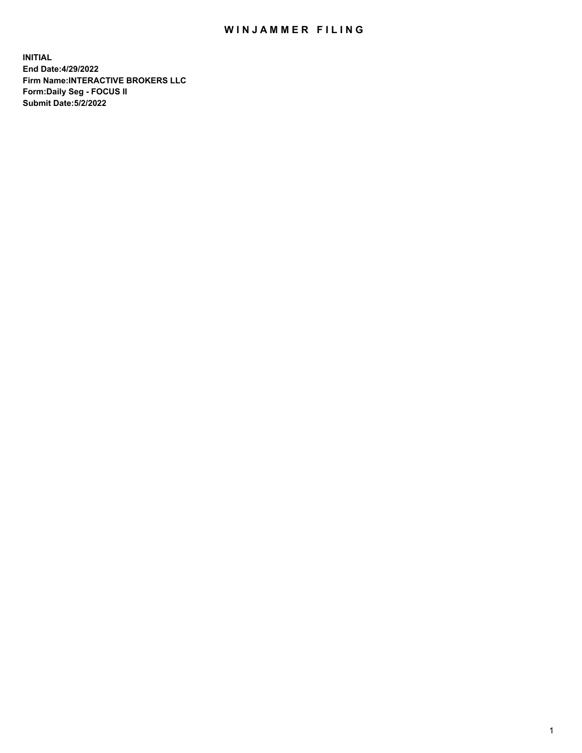# WINJAMMER FILING

**INITIAL**
**End Date:4/29/2022**
**Firm Name:INTERACTIVE BROKERS LLC**
**Form:Daily Seg - FOCUS II**
**Submit Date:5/2/2022**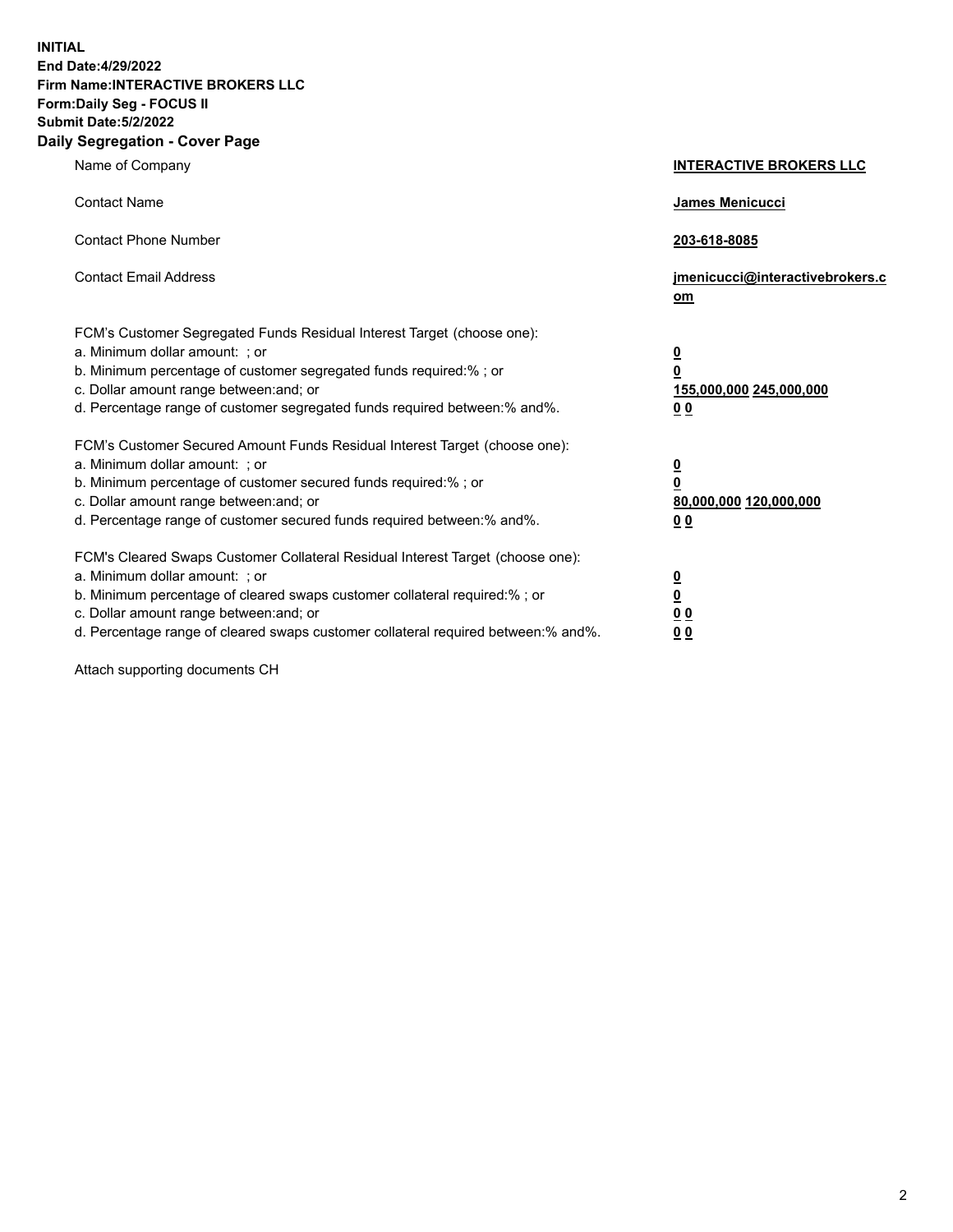**INITIAL**
**End Date:4/29/2022**
**Firm Name:INTERACTIVE BROKERS LLC**
**Form:Daily Seg - FOCUS II**
**Submit Date:5/2/2022**

## Daily Segregation - Cover Page

| | |
|---|---|
| Name of Company | **INTERACTIVE BROKERS LLC** |
| Contact Name | **James Menicucci** |
| Contact Phone Number | **203-618-8085** |
| Contact Email Address | **jmenicucci@interactivebrokers.com** |
| FCM's Customer Segregated Funds Residual Interest Target (choose one): | |
| a. Minimum dollar amount: ; or | **0** |
| b. Minimum percentage of customer segregated funds required:% ; or | **0** |
| c. Dollar amount range between:and; or | **155,000,000 245,000,000** |
| d. Percentage range of customer segregated funds required between:% and%. | **0 0** |
| FCM's Customer Secured Amount Funds Residual Interest Target (choose one): | |
| a. Minimum dollar amount: ; or | **0** |
| b. Minimum percentage of customer secured funds required:% ; or | **0** |
| c. Dollar amount range between:and; or | **80,000,000 120,000,000** |
| d. Percentage range of customer secured funds required between:% and%. | **0 0** |
| FCM's Cleared Swaps Customer Collateral Residual Interest Target (choose one): | |
| a. Minimum dollar amount: ; or | **0** |
| b. Minimum percentage of cleared swaps customer collateral required:% ; or | **0** |
| c. Dollar amount range between:and; or | **0 0** |
| d. Percentage range of cleared swaps customer collateral required between:% and%. | **0 0** |

Attach supporting documents CH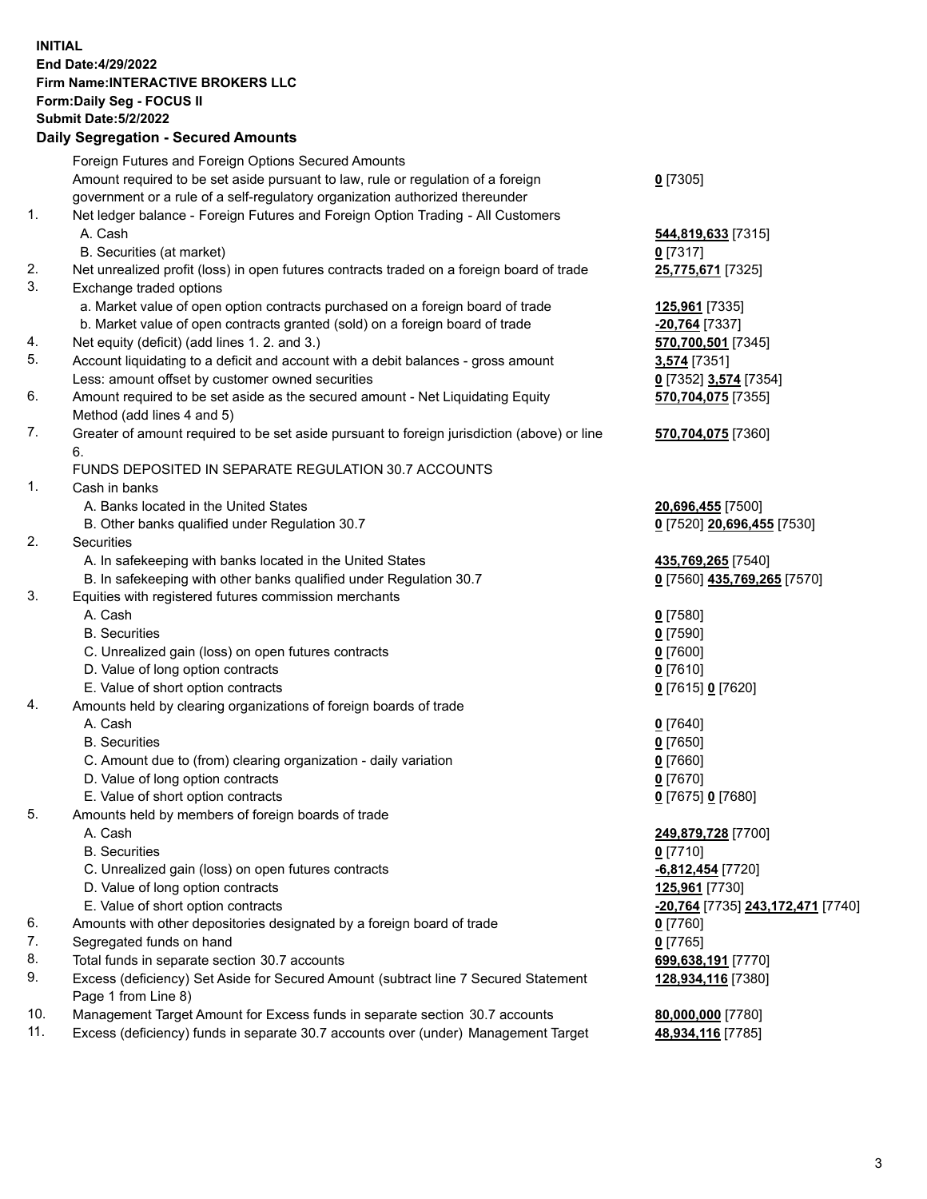**INITIAL**
**End Date:4/29/2022**
**Firm Name:INTERACTIVE BROKERS LLC**
**Form:Daily Seg - FOCUS II**
**Submit Date:5/2/2022**
**Daily Segregation - Secured Amounts**

| | | |
|---|---|---|
| | Foreign Futures and Foreign Options Secured Amounts | |
| | Amount required to be set aside pursuant to law, rule or regulation of a foreign government or a rule of a self-regulatory organization authorized thereunder | **0** [7305] |
| 1. | Net ledger balance - Foreign Futures and Foreign Option Trading - All Customers | |
| | A. Cash | **544,819,633** [7315] |
| | B. Securities (at market) | **0** [7317] |
| 2. | Net unrealized profit (loss) in open futures contracts traded on a foreign board of trade | **25,775,671** [7325] |
| 3. | Exchange traded options | |
| | a. Market value of open option contracts purchased on a foreign board of trade | **125,961** [7335] |
| | b. Market value of open contracts granted (sold) on a foreign board of trade | **-20,764** [7337] |
| 4. | Net equity (deficit) (add lines 1. 2. and 3.) | **570,700,501** [7345] |
| 5. | Account liquidating to a deficit and account with a debit balances - gross amount | **3,574** [7351] |
| | Less: amount offset by customer owned securities | **0** [7352] **3,574** [7354] |
| 6. | Amount required to be set aside as the secured amount - Net Liquidating Equity Method (add lines 4 and 5) | **570,704,075** [7355] |
| 7. | Greater of amount required to be set aside pursuant to foreign jurisdiction (above) or line 6. | **570,704,075** [7360] |
| | FUNDS DEPOSITED IN SEPARATE REGULATION 30.7 ACCOUNTS | |
| 1. | Cash in banks | |
| | A. Banks located in the United States | **20,696,455** [7500] |
| | B. Other banks qualified under Regulation 30.7 | **0** [7520] **20,696,455** [7530] |
| 2. | Securities | |
| | A. In safekeeping with banks located in the United States | **435,769,265** [7540] |
| | B. In safekeeping with other banks qualified under Regulation 30.7 | **0** [7560] **435,769,265** [7570] |
| 3. | Equities with registered futures commission merchants | |
| | A. Cash | **0** [7580] |
| | B. Securities | **0** [7590] |
| | C. Unrealized gain (loss) on open futures contracts | **0** [7600] |
| | D. Value of long option contracts | **0** [7610] |
| | E. Value of short option contracts | **0** [7615] **0** [7620] |
| 4. | Amounts held by clearing organizations of foreign boards of trade | |
| | A. Cash | **0** [7640] |
| | B. Securities | **0** [7650] |
| | C. Amount due to (from) clearing organization - daily variation | **0** [7660] |
| | D. Value of long option contracts | **0** [7670] |
| | E. Value of short option contracts | **0** [7675] **0** [7680] |
| 5. | Amounts held by members of foreign boards of trade | |
| | A. Cash | **249,879,728** [7700] |
| | B. Securities | **0** [7710] |
| | C. Unrealized gain (loss) on open futures contracts | **-6,812,454** [7720] |
| | D. Value of long option contracts | **125,961** [7730] |
| | E. Value of short option contracts | **-20,764** [7735] **243,172,471** [7740] |
| 6. | Amounts with other depositories designated by a foreign board of trade | **0** [7760] |
| 7. | Segregated funds on hand | **0** [7765] |
| 8. | Total funds in separate section 30.7 accounts | **699,638,191** [7770] |
| 9. | Excess (deficiency) Set Aside for Secured Amount (subtract line 7 Secured Statement Page 1 from Line 8) | **128,934,116** [7380] |
| 10. | Management Target Amount for Excess funds in separate section 30.7 accounts | **80,000,000** [7780] |
| 11. | Excess (deficiency) funds in separate 30.7 accounts over (under) Management Target | **48,934,116** [7785] |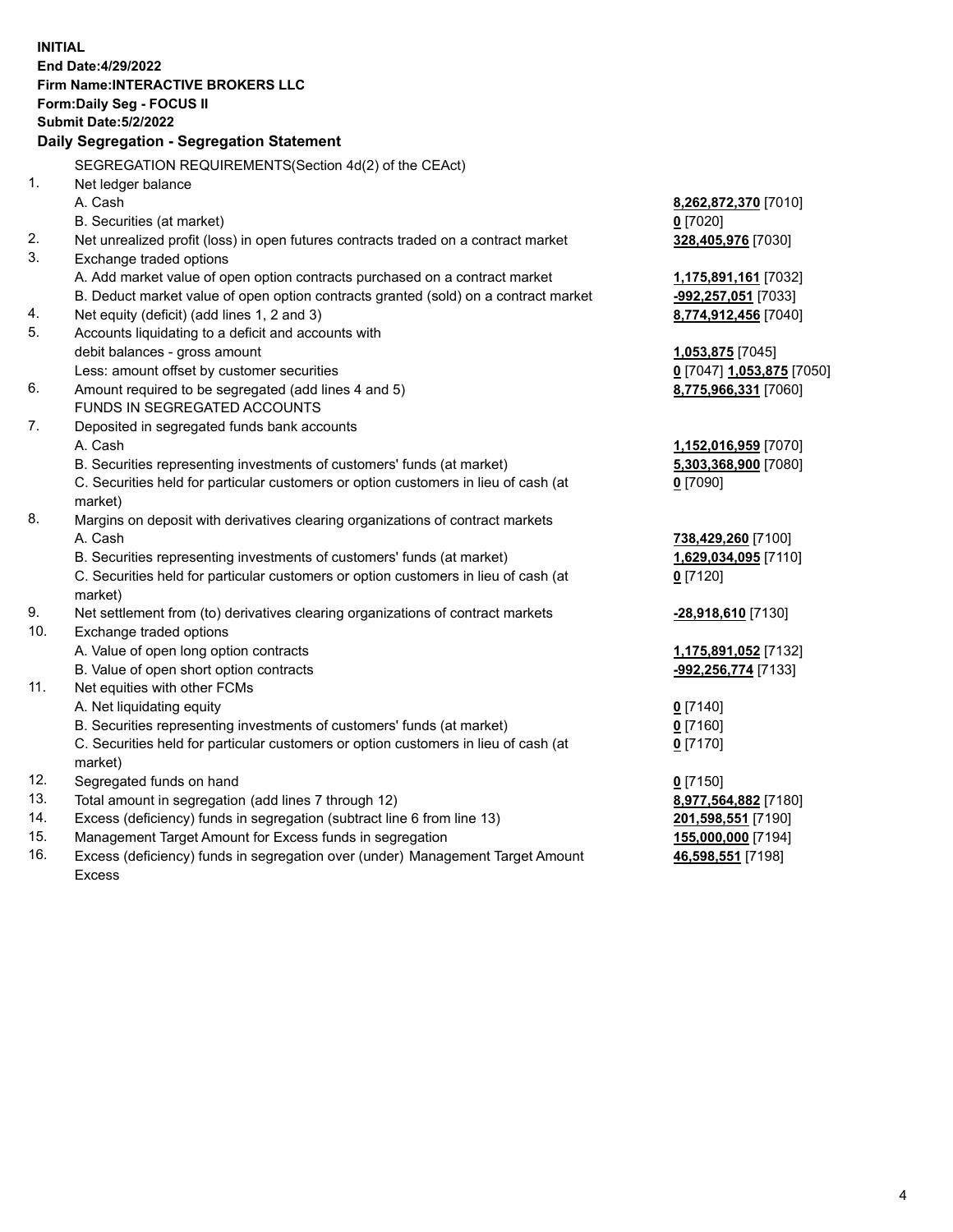**INITIAL**
**End Date:4/29/2022**
**Firm Name:INTERACTIVE BROKERS LLC**
**Form:Daily Seg - FOCUS II**
**Submit Date:5/2/2022**

## Daily Segregation - Segregation Statement

SEGREGATION REQUIREMENTS(Section 4d(2) of the CEAct)

| | | |
|---|---|---|
| 1. | Net ledger balance | |
| | A. Cash | **8,262,872,370** [7010] |
| | B. Securities (at market) | **0** [7020] |
| 2. | Net unrealized profit (loss) in open futures contracts traded on a contract market | **328,405,976** [7030] |
| 3. | Exchange traded options | |
| | A. Add market value of open option contracts purchased on a contract market | **1,175,891,161** [7032] |
| | B. Deduct market value of open option contracts granted (sold) on a contract market | **-992,257,051** [7033] |
| 4. | Net equity (deficit) (add lines 1, 2 and 3) | **8,774,912,456** [7040] |
| 5. | Accounts liquidating to a deficit and accounts with | |
| | debit balances - gross amount | **1,053,875** [7045] |
| | Less: amount offset by customer securities | **0** [7047] **1,053,875** [7050] |
| 6. | Amount required to be segregated (add lines 4 and 5) | **8,775,966,331** [7060] |
| | FUNDS IN SEGREGATED ACCOUNTS | |
| 7. | Deposited in segregated funds bank accounts | |
| | A. Cash | **1,152,016,959** [7070] |
| | B. Securities representing investments of customers' funds (at market) | **5,303,368,900** [7080] |
| | C. Securities held for particular customers or option customers in lieu of cash (at market) | **0** [7090] |
| 8. | Margins on deposit with derivatives clearing organizations of contract markets | |
| | A. Cash | **738,429,260** [7100] |
| | B. Securities representing investments of customers' funds (at market) | **1,629,034,095** [7110] |
| | C. Securities held for particular customers or option customers in lieu of cash (at market) | **0** [7120] |
| 9. | Net settlement from (to) derivatives clearing organizations of contract markets | **-28,918,610** [7130] |
| 10. | Exchange traded options | |
| | A. Value of open long option contracts | **1,175,891,052** [7132] |
| | B. Value of open short option contracts | **-992,256,774** [7133] |
| 11. | Net equities with other FCMs | |
| | A. Net liquidating equity | **0** [7140] |
| | B. Securities representing investments of customers' funds (at market) | **0** [7160] |
| | C. Securities held for particular customers or option customers in lieu of cash (at market) | **0** [7170] |
| 12. | Segregated funds on hand | **0** [7150] |
| 13. | Total amount in segregation (add lines 7 through 12) | **8,977,564,882** [7180] |
| 14. | Excess (deficiency) funds in segregation (subtract line 6 from line 13) | **201,598,551** [7190] |
| 15. | Management Target Amount for Excess funds in segregation | **155,000,000** [7194] |
| 16. | Excess (deficiency) funds in segregation over (under) Management Target Amount Excess | **46,598,551** [7198] |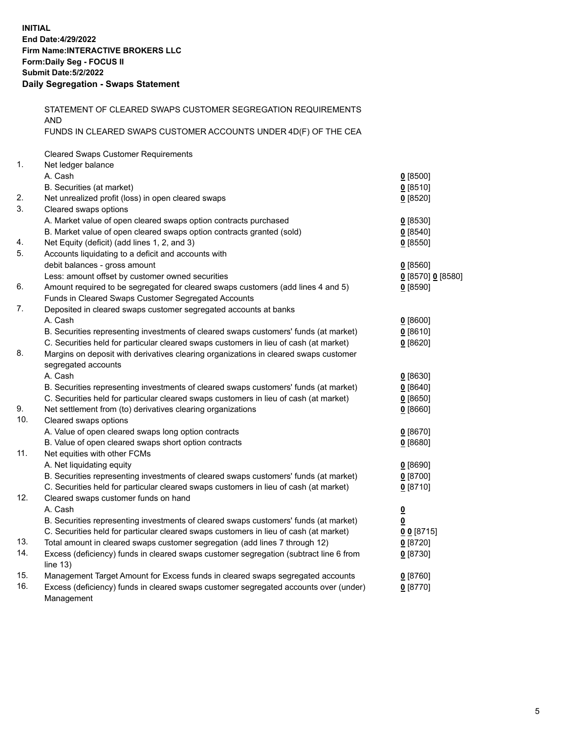**INITIAL**
**End Date:4/29/2022**
**Firm Name:INTERACTIVE BROKERS LLC**
**Form:Daily Seg - FOCUS II**
**Submit Date:5/2/2022**
**Daily Segregation - Swaps Statement**

STATEMENT OF CLEARED SWAPS CUSTOMER SEGREGATION REQUIREMENTS AND FUNDS IN CLEARED SWAPS CUSTOMER ACCOUNTS UNDER 4D(F) OF THE CEA

| | | |
|---|---|---|
| | Cleared Swaps Customer Requirements | |
| 1. | Net ledger balance | |
| | A. Cash | 0 [8500] |
| | B. Securities (at market) | 0 [8510] |
| 2. | Net unrealized profit (loss) in open cleared swaps | 0 [8520] |
| 3. | Cleared swaps options | |
| | A. Market value of open cleared swaps option contracts purchased | 0 [8530] |
| | B. Market value of open cleared swaps option contracts granted (sold) | 0 [8540] |
| 4. | Net Equity (deficit) (add lines 1, 2, and 3) | 0 [8550] |
| 5. | Accounts liquidating to a deficit and accounts with debit balances - gross amount | 0 [8560] |
| | Less: amount offset by customer owned securities | 0 [8570] 0 [8580] |
| 6. | Amount required to be segregated for cleared swaps customers (add lines 4 and 5) | 0 [8590] |
| | Funds in Cleared Swaps Customer Segregated Accounts | |
| 7. | Deposited in cleared swaps customer segregated accounts at banks | |
| | A. Cash | 0 [8600] |
| | B. Securities representing investments of cleared swaps customers' funds (at market) | 0 [8610] |
| | C. Securities held for particular cleared swaps customers in lieu of cash (at market) | 0 [8620] |
| 8. | Margins on deposit with derivatives clearing organizations in cleared swaps customer segregated accounts | |
| | A. Cash | 0 [8630] |
| | B. Securities representing investments of cleared swaps customers' funds (at market) | 0 [8640] |
| | C. Securities held for particular cleared swaps customers in lieu of cash (at market) | 0 [8650] |
| 9. | Net settlement from (to) derivatives clearing organizations | 0 [8660] |
| 10. | Cleared swaps options | |
| | A. Value of open cleared swaps long option contracts | 0 [8670] |
| | B. Value of open cleared swaps short option contracts | 0 [8680] |
| 11. | Net equities with other FCMs | |
| | A. Net liquidating equity | 0 [8690] |
| | B. Securities representing investments of cleared swaps customers' funds (at market) | 0 [8700] |
| | C. Securities held for particular cleared swaps customers in lieu of cash (at market) | 0 [8710] |
| 12. | Cleared swaps customer funds on hand | |
| | A. Cash | 0 |
| | B. Securities representing investments of cleared swaps customers' funds (at market) | 0 |
| | C. Securities held for particular cleared swaps customers in lieu of cash (at market) | 0 0 [8715] |
| 13. | Total amount in cleared swaps customer segregation (add lines 7 through 12) | 0 [8720] |
| 14. | Excess (deficiency) funds in cleared swaps customer segregation (subtract line 6 from line 13) | 0 [8730] |
| 15. | Management Target Amount for Excess funds in cleared swaps segregated accounts | 0 [8760] |
| 16. | Excess (deficiency) funds in cleared swaps customer segregated accounts over (under) Management | 0 [8770] |